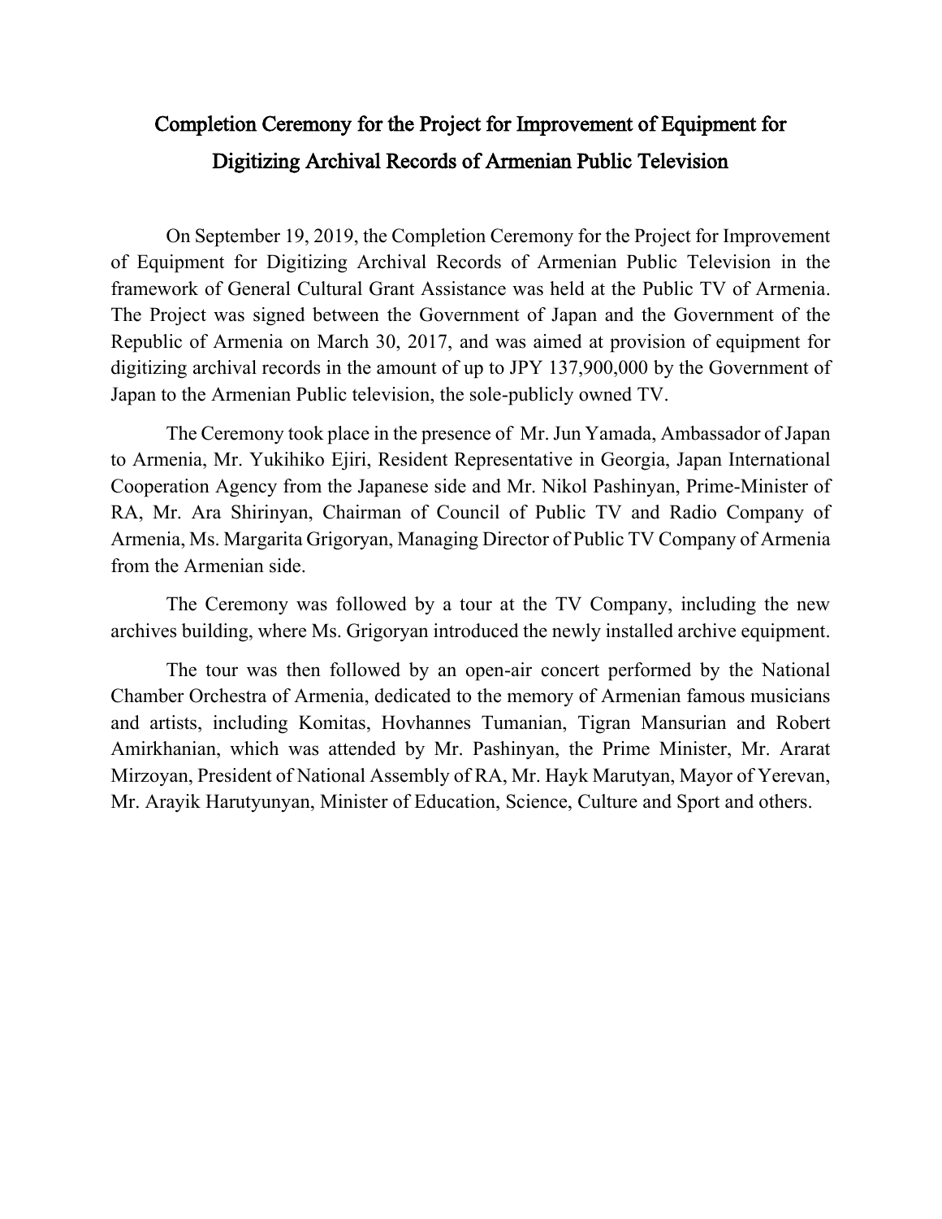# Completion Ceremony for the Project for Improvement of Equipment for Digitizing Archival Records of Armenian Public Television

On September 19, 2019, the Completion Ceremony for the Project for Improvement of Equipment for Digitizing Archival Records of Armenian Public Television in the framework of General Cultural Grant Assistance was held at the Public TV of Armenia. The Project was signed between the Government of Japan and the Government of the Republic of Armenia on March 30, 2017, and was aimed at provision of equipment for digitizing archival records in the amount of up to JPY 137,900,000 by the Government of Japan to the Armenian Public television, the sole-publicly owned TV.

The Ceremony took place in the presence of Mr. Jun Yamada, Ambassador of Japan to Armenia, Mr. Yukihiko Ejiri, Resident Representative in Georgia, Japan International Cooperation Agency from the Japanese side and Mr. Nikol Pashinyan, Prime-Minister of RA, Mr. Ara Shirinyan, Chairman of Council of Public TV and Radio Company of Armenia, Ms. Margarita Grigoryan, Managing Director of Public TV Company of Armenia from the Armenian side.

The Ceremony was followed by a tour at the TV Company, including the new archives building, where Ms. Grigoryan introduced the newly installed archive equipment.

The tour was then followed by an open-air concert performed by the National Chamber Orchestra of Armenia, dedicated to the memory of Armenian famous musicians and artists, including Komitas, Hovhannes Tumanian, Tigran Mansurian and Robert Amirkhanian, which was attended by Mr. Pashinyan, the Prime Minister, Mr. Ararat Mirzoyan, President of National Assembly of RA, Mr. Hayk Marutyan, Mayor of Yerevan, Mr. Arayik Harutyunyan, Minister of Education, Science, Culture and Sport and others.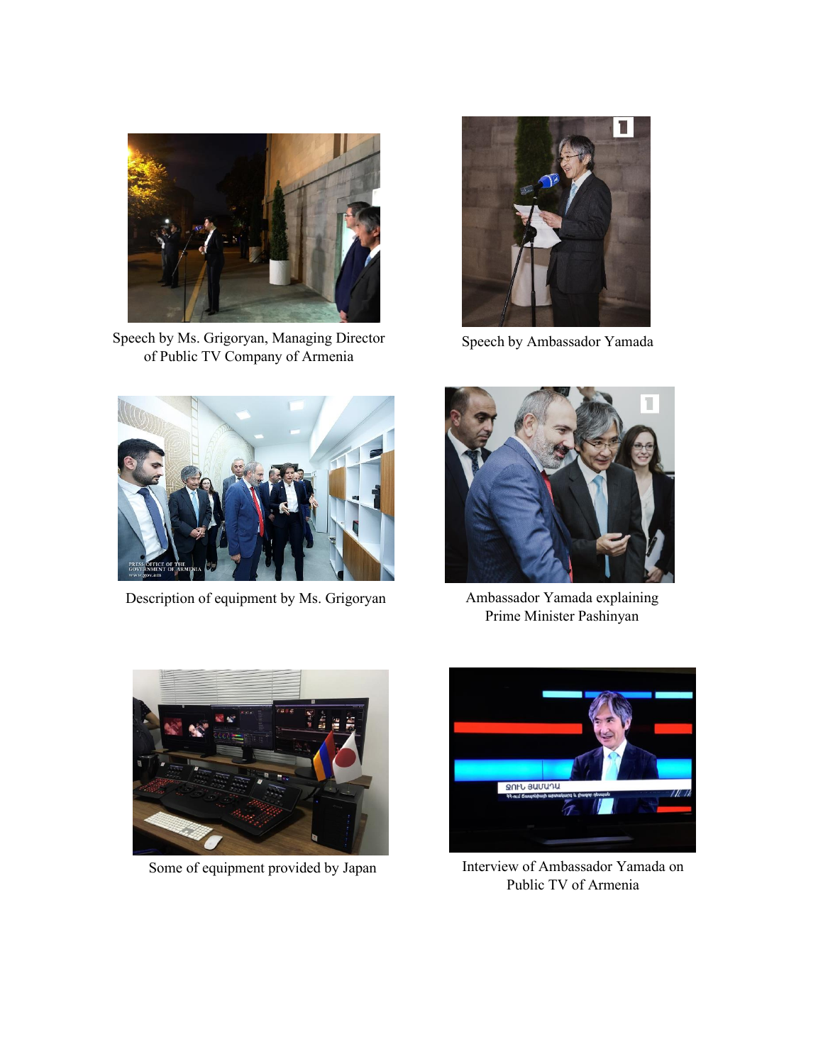Speech by Ms. Grigoryan, Managing Director of Public TV Company of Armenia

Speech by Ambassador Yamada

Description of equipment by Ms. Grigoryan

Ambassador Yamada explaining Prime Minister Pashinyan

Some of equipment provided by Japan

Interview of Ambassador Yamada on Public TV of Armenia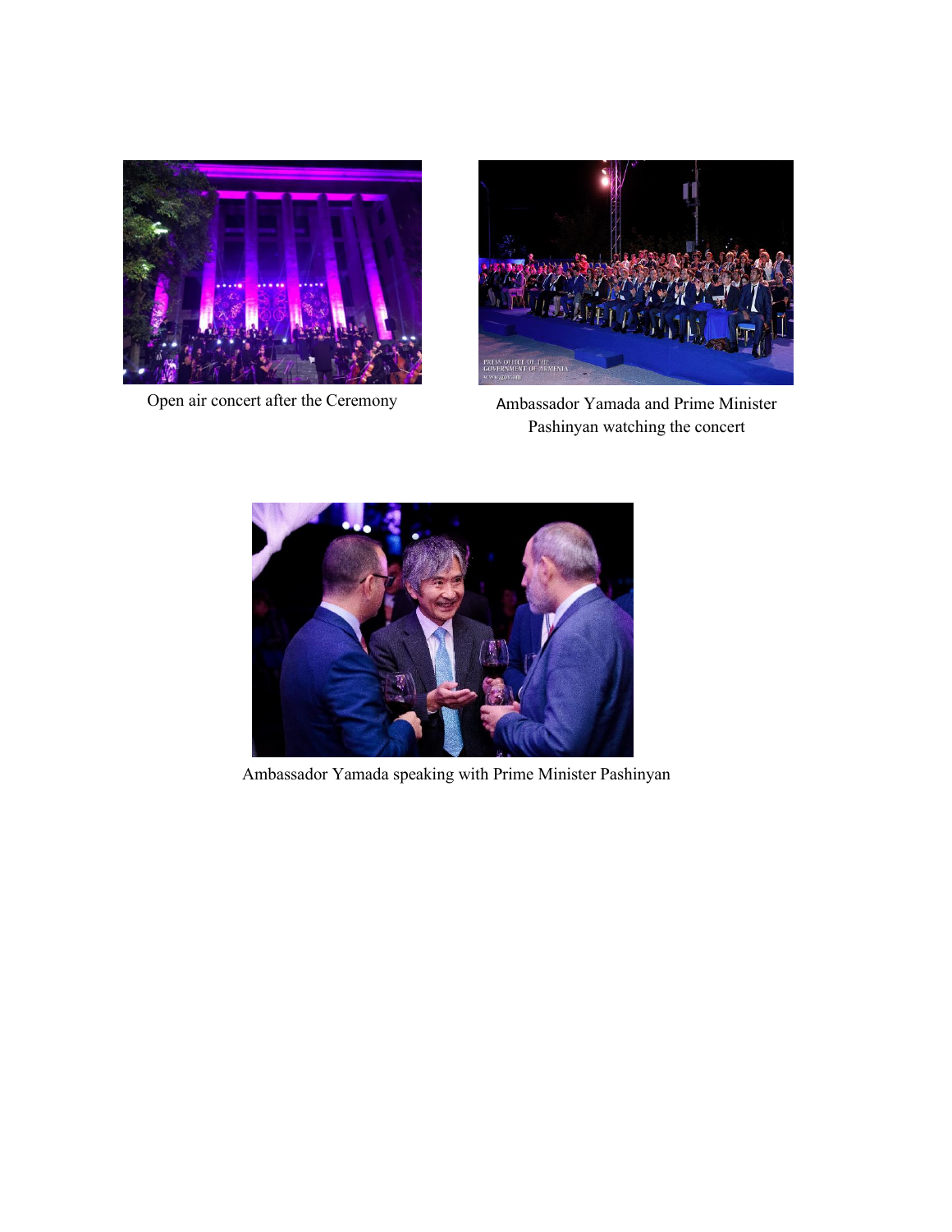Open air concert after the Ceremony

Ambassador Yamada and Prime Minister Pashinyan watching the concert

Ambassador Yamada speaking with Prime Minister Pashinyan